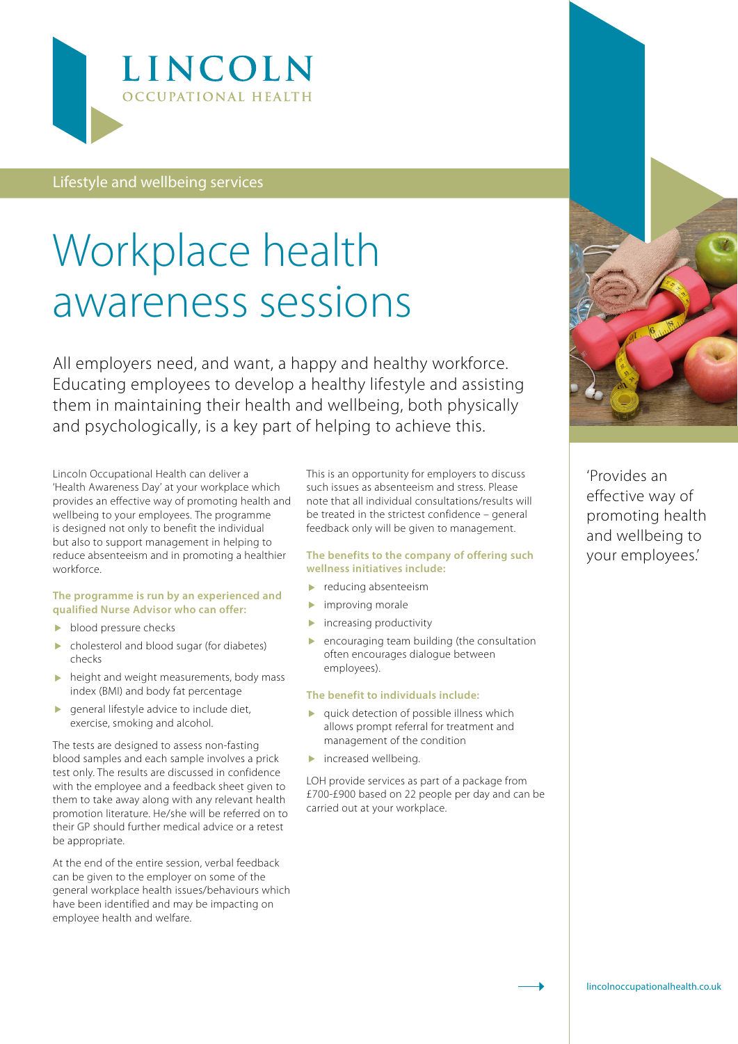LINCOLN
OCCUPATIONAL HEALTH

Lifestyle and wellbeing services

# Workplace health awareness sessions

All employers need, and want, a happy and healthy workforce. Educating employees to develop a healthy lifestyle and assisting them in maintaining their health and wellbeing, both physically and psychologically, is a key part of helping to achieve this.

Lincoln Occupational Health can deliver a 'Health Awareness Day' at your workplace which provides an effective way of promoting health and wellbeing to your employees. The programme is designed not only to benefit the individual but also to support management in helping to reduce absenteeism and in promoting a healthier workforce.

**The programme is run by an experienced and qualified Nurse Advisor who can offer:**

- blood pressure checks
- cholesterol and blood sugar (for diabetes) checks
- height and weight measurements, body mass index (BMI) and body fat percentage
- general lifestyle advice to include diet, exercise, smoking and alcohol.

The tests are designed to assess non-fasting blood samples and each sample involves a prick test only. The results are discussed in confidence with the employee and a feedback sheet given to them to take away along with any relevant health promotion literature. He/she will be referred on to their GP should further medical advice or a retest be appropriate.

At the end of the entire session, verbal feedback can be given to the employer on some of the general workplace health issues/behaviours which have been identified and may be impacting on employee health and welfare.

This is an opportunity for employers to discuss such issues as absenteeism and stress. Please note that all individual consultations/results will be treated in the strictest confidence – general feedback only will be given to management.

**The benefits to the company of offering such wellness initiatives include:**

- reducing absenteeism
- improving morale
- increasing productivity
- encouraging team building (the consultation often encourages dialogue between employees).

**The benefit to individuals include:**

- quick detection of possible illness which allows prompt referral for treatment and management of the condition
- increased wellbeing.

LOH provide services as part of a package from £700-£900 based on 22 people per day and can be carried out at your workplace.

'Provides an effective way of promoting health and wellbeing to your employees.'

lincolnoccupationalhealth.co.uk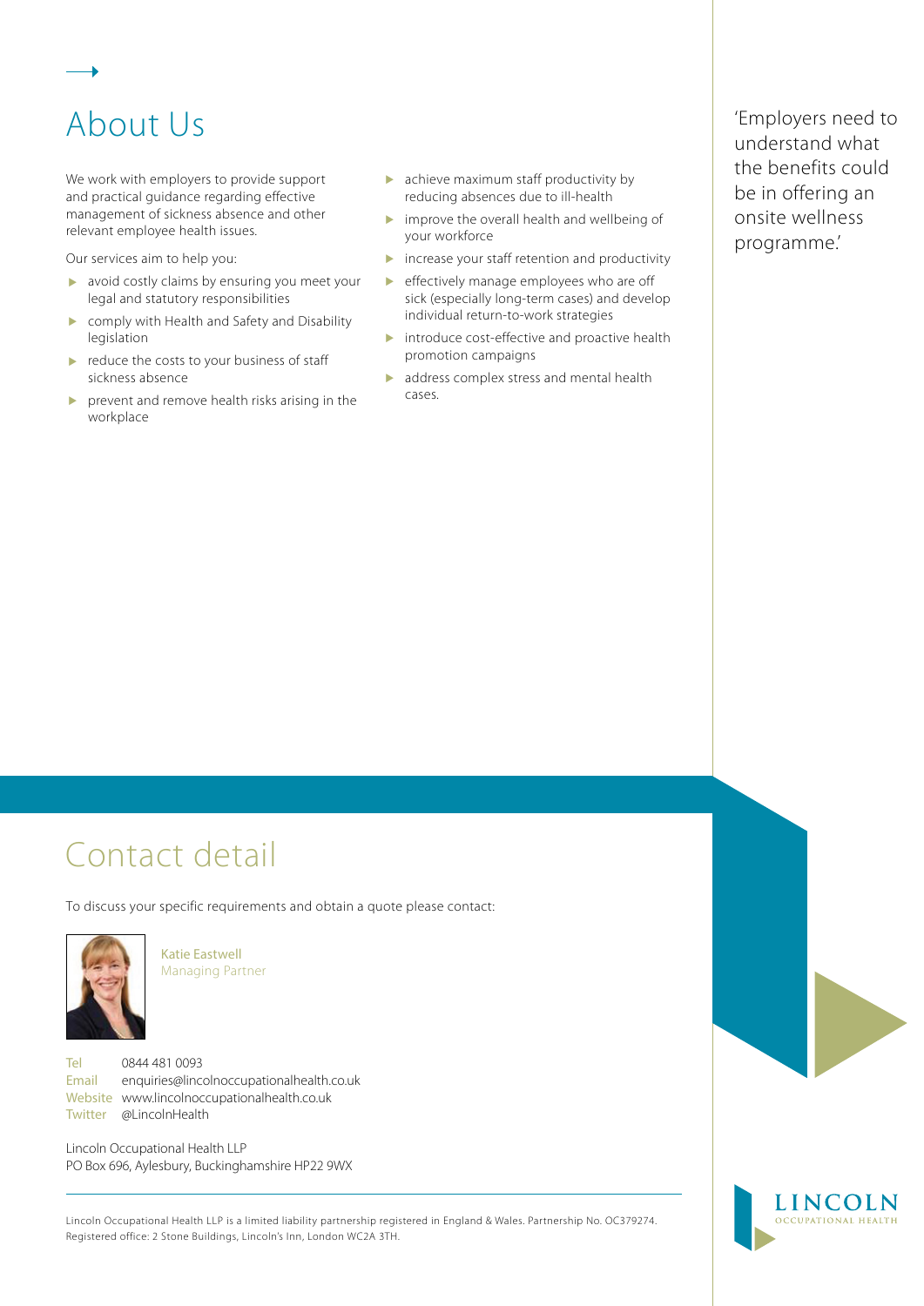# About Us

We work with employers to provide support and practical guidance regarding effective management of sickness absence and other relevant employee health issues.

Our services aim to help you:

- avoid costly claims by ensuring you meet your legal and statutory responsibilities
- comply with Health and Safety and Disability legislation
- reduce the costs to your business of staff sickness absence
- prevent and remove health risks arising in the workplace
- achieve maximum staff productivity by reducing absences due to ill-health
- improve the overall health and wellbeing of your workforce
- increase your staff retention and productivity
- effectively manage employees who are off sick (especially long-term cases) and develop individual return-to-work strategies
- introduce cost-effective and proactive health promotion campaigns
- address complex stress and mental health cases.

'Employers need to understand what the benefits could be in offering an onsite wellness programme.'

# Contact detail

To discuss your specific requirements and obtain a quote please contact:

Katie Eastwell
Managing Partner

Tel 0844 481 0093
Email enquiries@lincolnoccupationalhealth.co.uk
Website www.lincolnoccupationalhealth.co.uk
Twitter @LincolnHealth

Lincoln Occupational Health LLP
PO Box 696, Aylesbury, Buckinghamshire HP22 9WX

Lincoln Occupational Health LLP is a limited liability partnership registered in England & Wales. Partnership No. OC379274. Registered office: 2 Stone Buildings, Lincoln's Inn, London WC2A 3TH.

LINCOLN
OCCUPATIONAL HEALTH